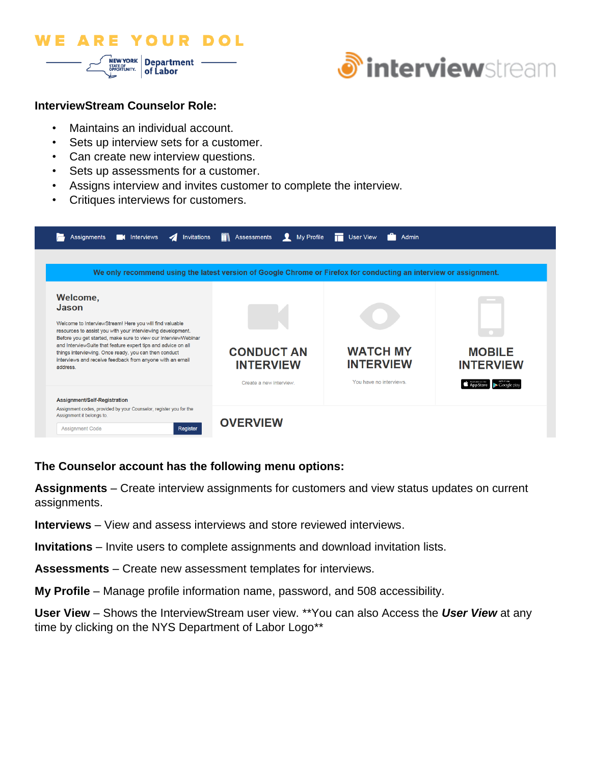**InterviewStream Counselor Role:**

- Maintains an individual account.
- Sets up interview sets for a customer.
- Can create new interview questions.
- Sets up assessments for a customer.
- Assigns interview and invites customer to complete the interview.
- Critiques interviews for customers.

**The Counselor account has the following menu options:**

**Assignments** – Create interview assignments for customers and view status updates on current assignments.

**Interviews** – View and assess interviews and store reviewed interviews.

**Invitations** – Invite users to complete assignments and download invitation lists.

**Assessments** – Create new assessment templates for interviews.

**My Profile** – Manage profile information name, password, and 508 accessibility.

**User View** – Shows the InterviewStream user view. **You can also Access the ***User View*** at any time by clicking on the NYS Department of Labor Logo**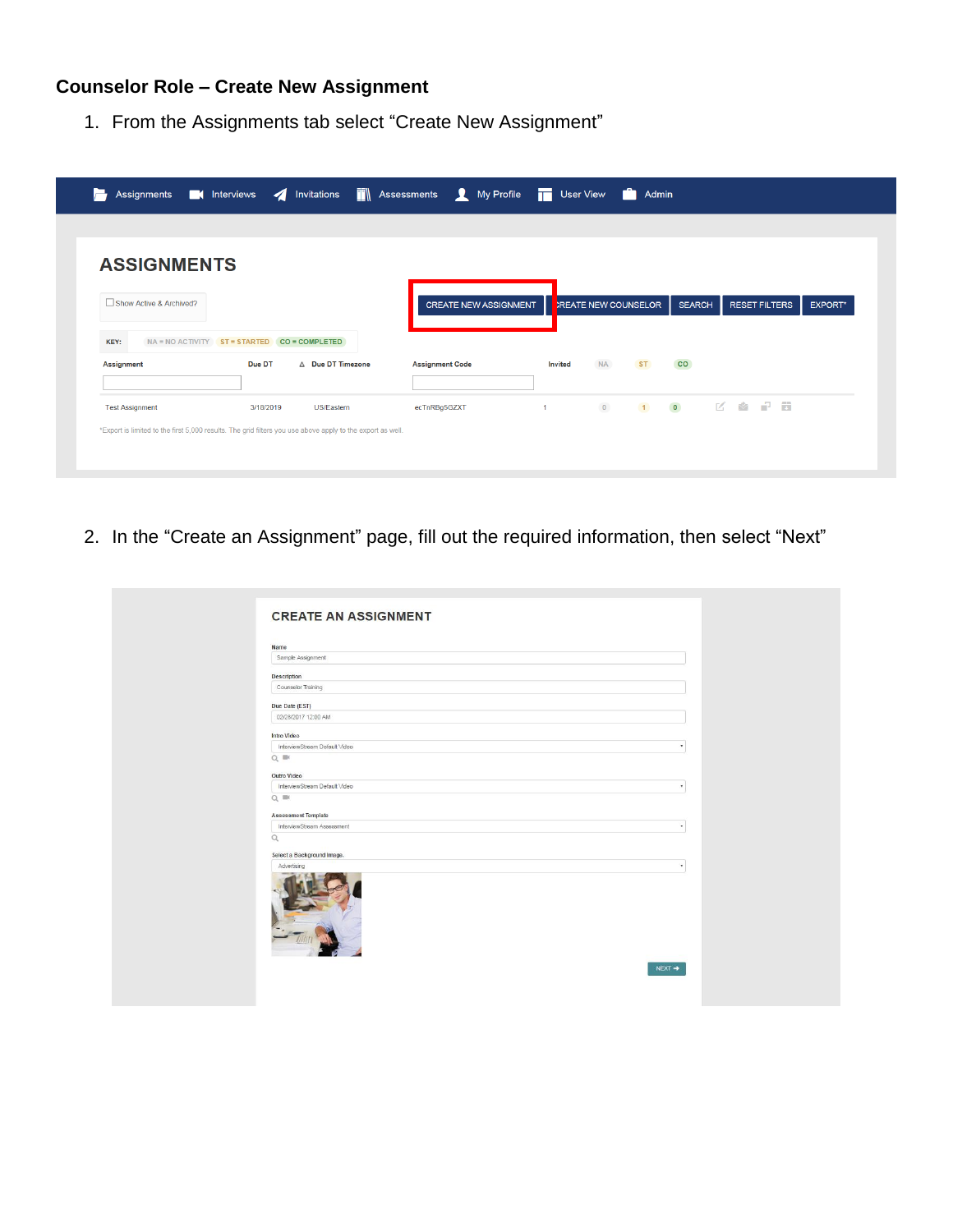## Counselor Role – Create New Assignment

1. From the Assignments tab select "Create New Assignment"

2. In the "Create an Assignment" page, fill out the required information, then select "Next"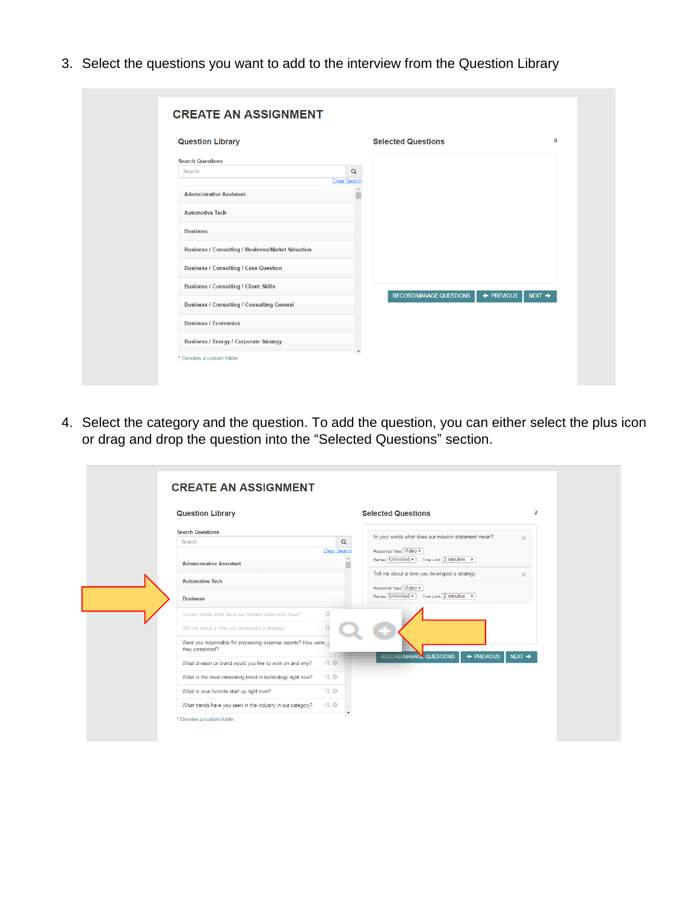3. Select the questions you want to add to the interview from the Question Library

4. Select the category and the question. To add the question, you can either select the plus icon or drag and drop the question into the “Selected Questions” section.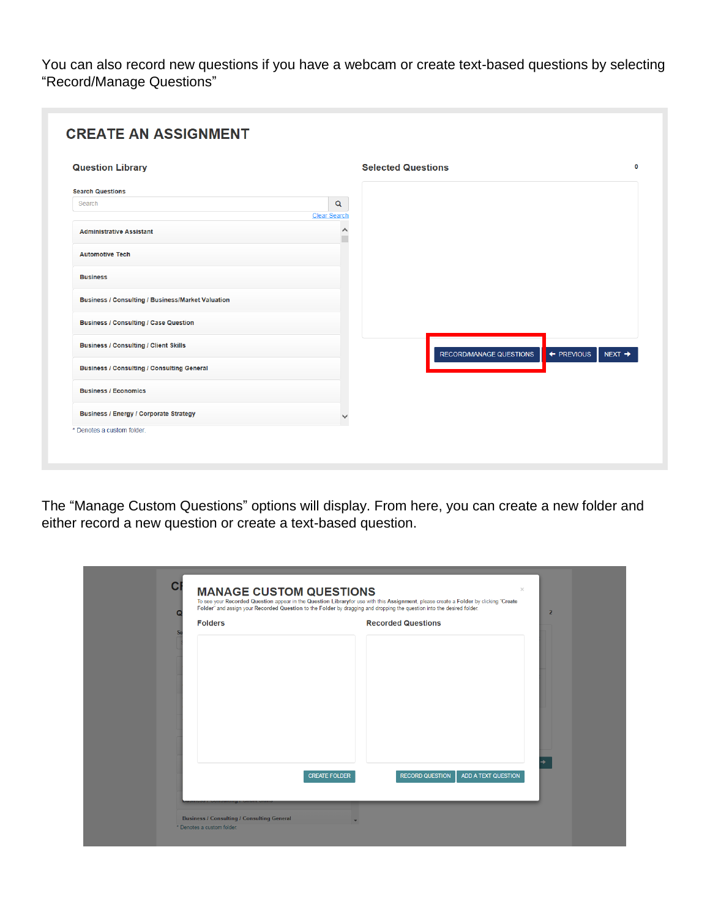You can also record new questions if you have a webcam or create text-based questions by selecting "Record/Manage Questions"

The "Manage Custom Questions" options will display. From here, you can create a new folder and either record a new question or create a text-based question.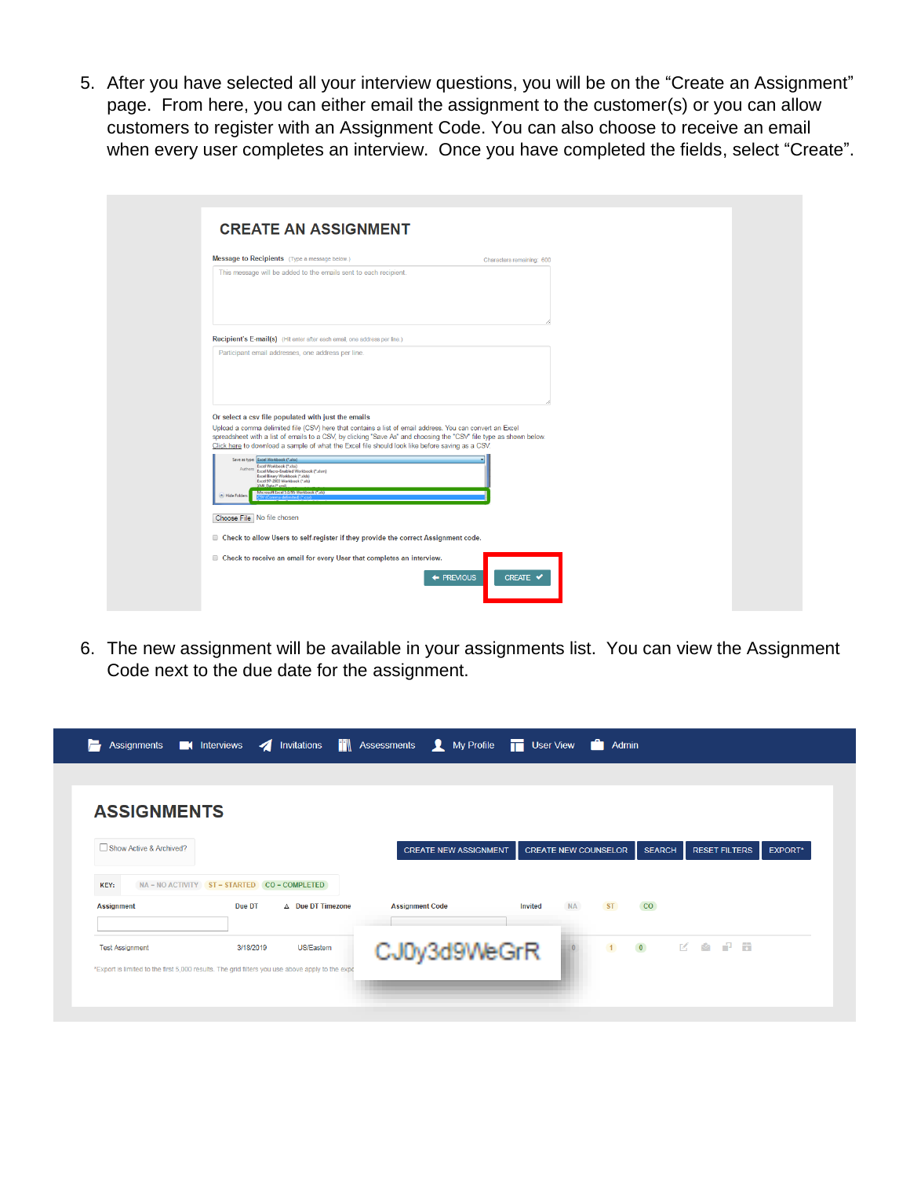5. After you have selected all your interview questions, you will be on the “Create an Assignment” page. From here, you can either email the assignment to the customer(s) or you can allow customers to register with an Assignment Code. You can also choose to receive an email when every user completes an interview. Once you have completed the fields, select “Create”.

6. The new assignment will be available in your assignments list. You can view the Assignment Code next to the due date for the assignment.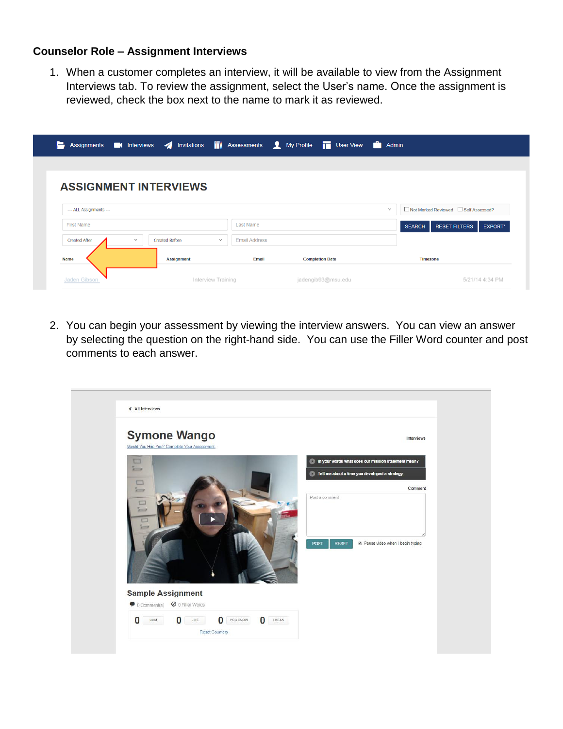## Counselor Role – Assignment Interviews

1. When a customer completes an interview, it will be available to view from the Assignment Interviews tab. To review the assignment, select the User's name. Once the assignment is reviewed, check the box next to the name to mark it as reviewed.

2. You can begin your assessment by viewing the interview answers. You can view an answer by selecting the question on the right-hand side. You can use the Filler Word counter and post comments to each answer.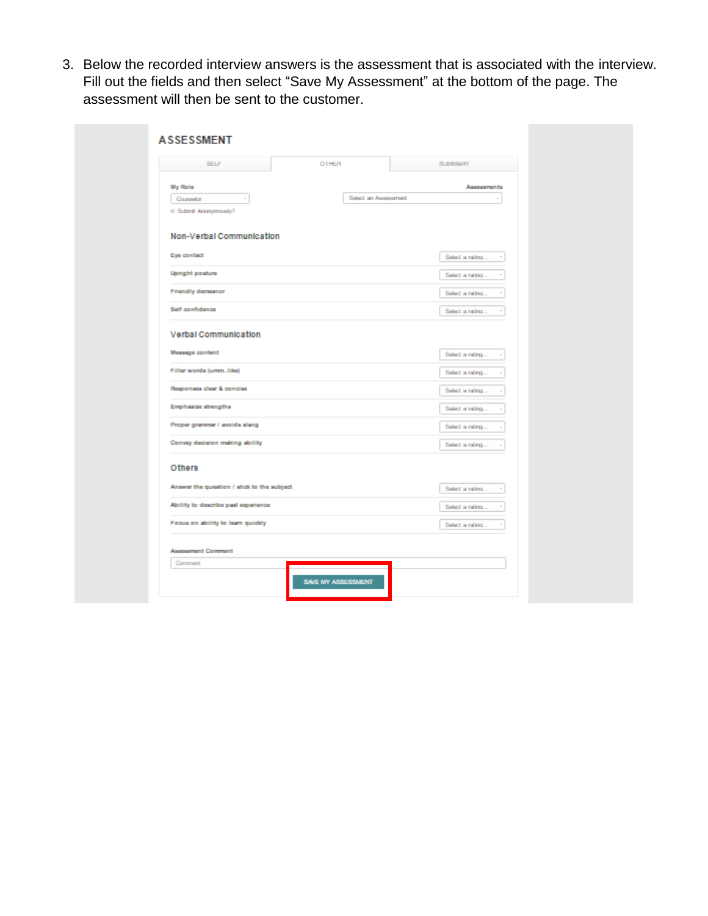3. Below the recorded interview answers is the assessment that is associated with the interview. Fill out the fields and then select "Save My Assessment" at the bottom of the page. The assessment will then be sent to the customer.

## ASSESSMENT

SELF | OTHER | SUMMARY

My Role: Counselor

Submit Anonymously?

Assessments: Select an Assessment

### Non-Verbal Communication

| | |
|---|---|
| Eye contact | Select a rating... |
| Upright posture | Select a rating... |
| Friendly demeanor | Select a rating... |
| Self confidence | Select a rating... |

### Verbal Communication

| | |
|---|---|
| Message content | Select a rating... |
| Filler words (umm...like) | Select a rating... |
| Responses clear & concise | Select a rating... |
| Emphasize strengths | Select a rating... |
| Proper grammar / avoids slang | Select a rating... |
| Convey decision making ability | Select a rating... |

### Others

| | |
|---|---|
| Answer the question / stick to the subject | Select a rating... |
| Ability to describe past experience | Select a rating... |
| Focus on ability to learn quickly | Select a rating... |

Assessment Comment

Comment

SAVE MY ASSESSMENT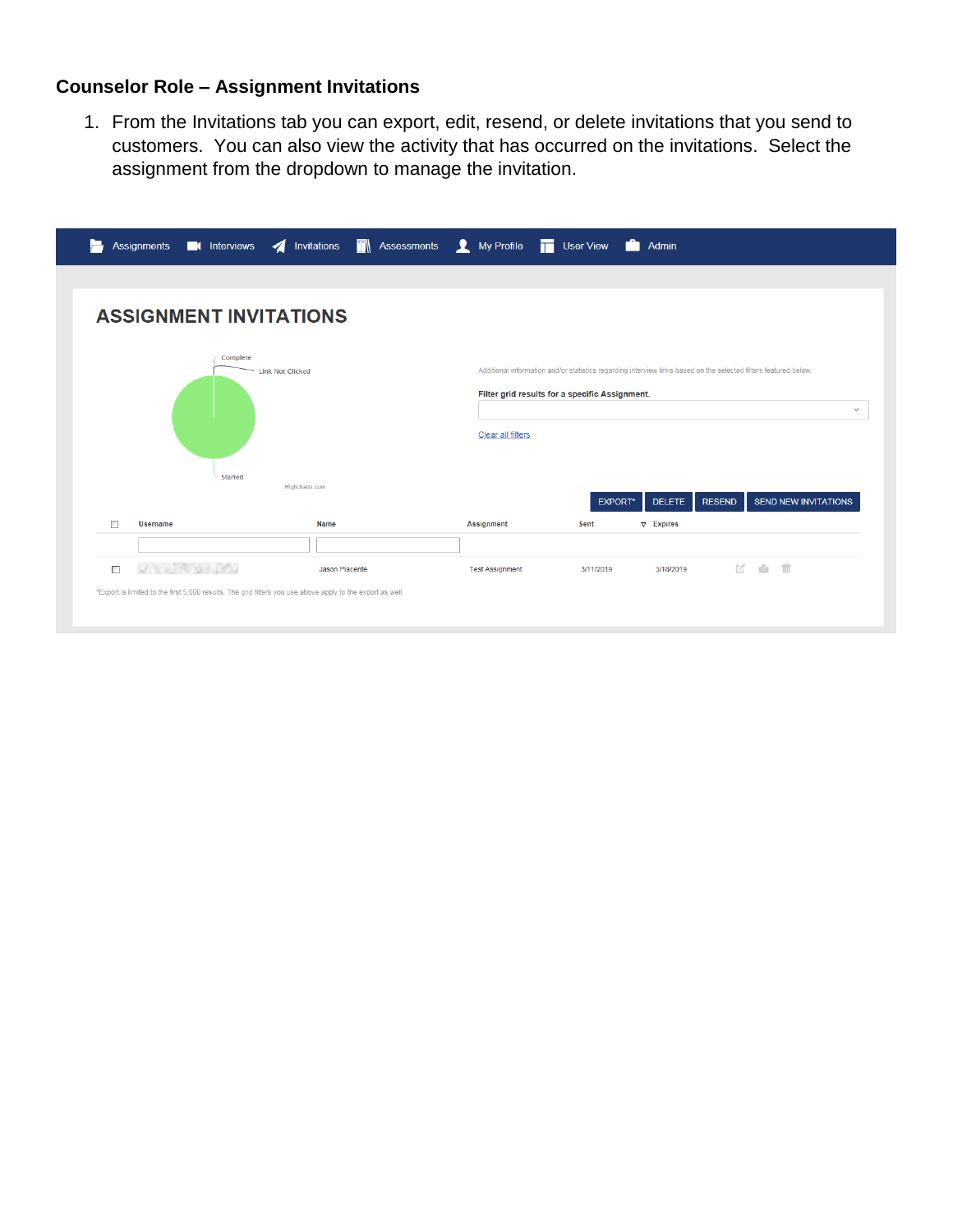## Counselor Role – Assignment Invitations

1. From the Invitations tab you can export, edit, resend, or delete invitations that you send to customers. You can also view the activity that has occurred on the invitations. Select the assignment from the dropdown to manage the invitation.

Assignments Interviews Invitations Assessments My Profile User View Admin

# ASSIGNMENT INVITATIONS

Complete

Link Not Clicked

Started

Highcharts.com

Additional information and/or statistics regarding interview links based on the selected filters featured below.

**Filter grid results for a specific Assignment.**

Clear all filters

EXPORT* DELETE RESEND SEND NEW INVITATIONS

| | Username | Name | Assignment | Sent | Expires |
|---|---|---|---|---|---|
| | | Jason Placente | Test Assignment | 3/11/2019 | 3/18/2019 |

*Export is limited to the first 5,000 results. The grid filters you use above apply to the export as well.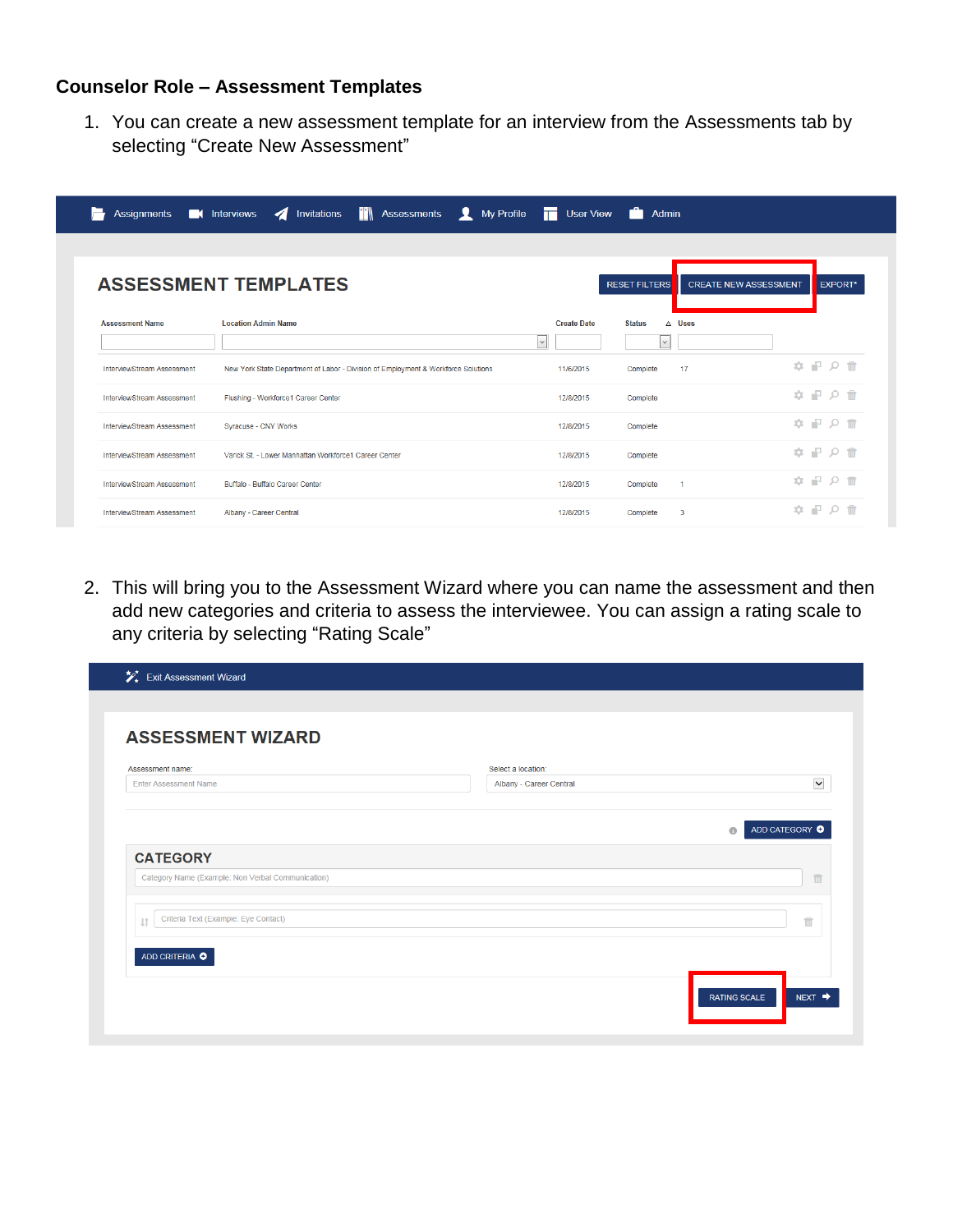**Counselor Role – Assessment Templates**

1. You can create a new assessment template for an interview from the Assessments tab by selecting "Create New Assessment"

2. This will bring you to the Assessment Wizard where you can name the assessment and then add new categories and criteria to assess the interviewee. You can assign a rating scale to any criteria by selecting "Rating Scale"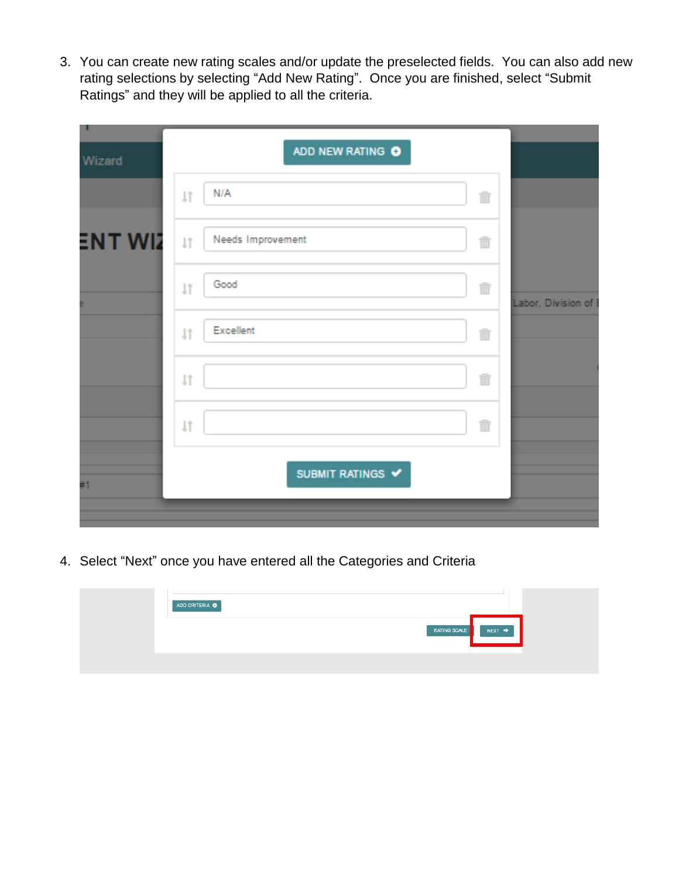3. You can create new rating scales and/or update the preselected fields. You can also add new rating selections by selecting “Add New Rating”. Once you are finished, select “Submit Ratings” and they will be applied to all the criteria.

4. Select “Next” once you have entered all the Categories and Criteria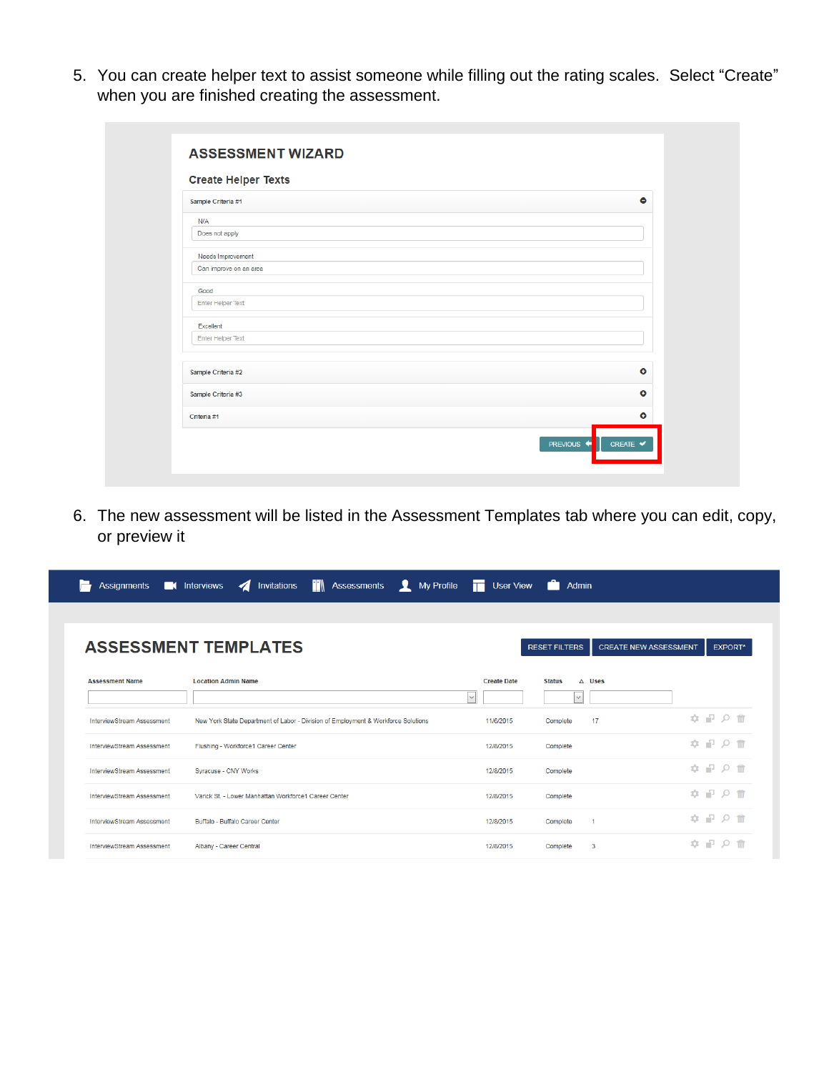5. You can create helper text to assist someone while filling out the rating scales. Select "Create" when you are finished creating the assessment.

6. The new assessment will be listed in the Assessment Templates tab where you can edit, copy, or preview it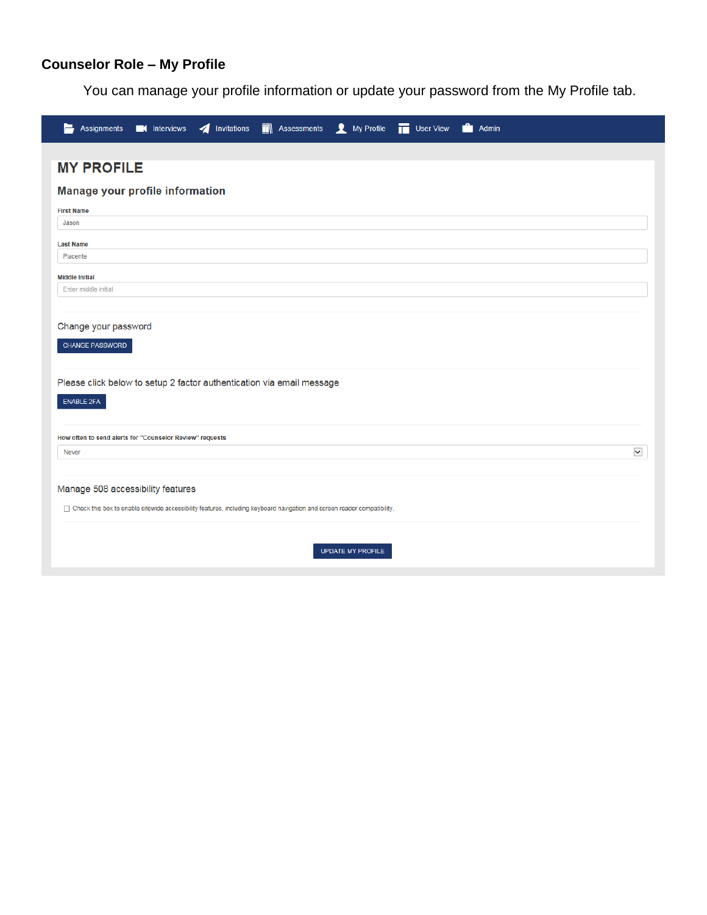### Counselor Role – My Profile

You can manage your profile information or update your password from the My Profile tab.

Assignments   Interviews   Invitations   Assessments   My Profile   User View   Admin

# MY PROFILE

## Manage your profile information

First Name

Jason

Last Name

Piacente

Middle Initial

Enter middle initial

Change your password

CHANGE PASSWORD

Please click below to setup 2 factor authentication via email message

ENABLE 2FA

How often to send alerts for "Counselor Review" requests

Never

Manage 508 accessibility features

☐ Check this box to enable sitewide accessibility features, including keyboard navigation and screen reader compatibility.

UPDATE MY PROFILE